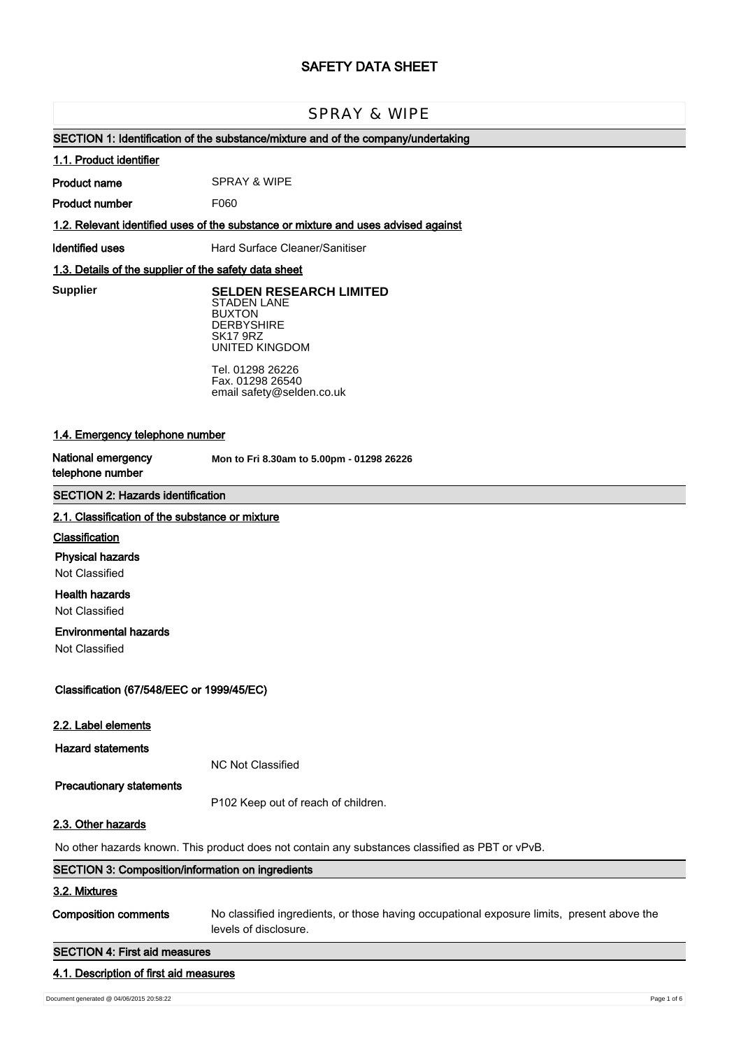# SAFETY DATA SHEET

## SPRAY & WIPE

### SECTION 1: Identification of the substance/mixture and of the company/undertaking

**1.1. Product identifier**

**Product name** SPRAY & WIPE

**Product number** F060

**1.2. Relevant identified uses of the substance or mixture and uses advised against**

**Identified uses** Hard Surface Cleaner/Sanitiser

**1.3. Details of the supplier of the safety data sheet**

**Supplier**

**SELDEN RESEARCH LIMITED**
STADEN LANE
BUXTON
DERBYSHIRE
SK17 9RZ
UNITED KINGDOM

Tel. 01298 26226
Fax. 01298 26540
email safety@selden.co.uk

**1.4. Emergency telephone number**

**National emergency telephone number** **Mon to Fri 8.30am to 5.00pm - 01298 26226**

### SECTION 2: Hazards identification

**2.1. Classification of the substance or mixture**

**Classification**

**Physical hazards**

Not Classified

**Health hazards**

Not Classified

**Environmental hazards**

Not Classified

**Classification (67/548/EEC or 1999/45/EC)**

**2.2. Label elements**

**Hazard statements**

NC Not Classified

**Precautionary statements**

P102 Keep out of reach of children.

**2.3. Other hazards**

No other hazards known. This product does not contain any substances classified as PBT or vPvB.

### SECTION 3: Composition/information on ingredients

**3.2. Mixtures**

**Composition comments** No classified ingredients, or those having occupational exposure limits, present above the levels of disclosure.

### SECTION 4: First aid measures

**4.1. Description of first aid measures**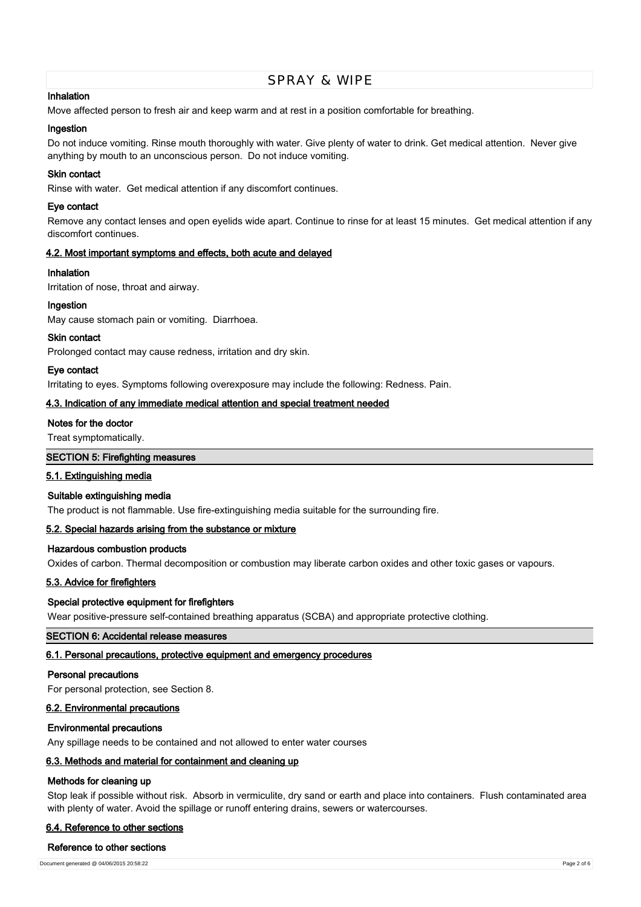#### Inhalation

Move affected person to fresh air and keep warm and at rest in a position comfortable for breathing.

#### Ingestion

Do not induce vomiting. Rinse mouth thoroughly with water. Give plenty of water to drink. Get medical attention. Never give anything by mouth to an unconscious person. Do not induce vomiting.

#### Skin contact

Rinse with water. Get medical attention if any discomfort continues.

#### Eye contact

Remove any contact lenses and open eyelids wide apart. Continue to rinse for at least 15 minutes. Get medical attention if any discomfort continues.

### 4.2. Most important symptoms and effects, both acute and delayed

#### Inhalation

Irritation of nose, throat and airway.

#### Ingestion

May cause stomach pain or vomiting. Diarrhoea.

#### Skin contact

Prolonged contact may cause redness, irritation and dry skin.

#### Eye contact

Irritating to eyes. Symptoms following overexposure may include the following: Redness. Pain.

### 4.3. Indication of any immediate medical attention and special treatment needed

#### Notes for the doctor

Treat symptomatically.

## SECTION 5: Firefighting measures

### 5.1. Extinguishing media

#### Suitable extinguishing media

The product is not flammable. Use fire-extinguishing media suitable for the surrounding fire.

### 5.2. Special hazards arising from the substance or mixture

#### Hazardous combustion products

Oxides of carbon. Thermal decomposition or combustion may liberate carbon oxides and other toxic gases or vapours.

### 5.3. Advice for firefighters

#### Special protective equipment for firefighters

Wear positive-pressure self-contained breathing apparatus (SCBA) and appropriate protective clothing.

## SECTION 6: Accidental release measures

### 6.1. Personal precautions, protective equipment and emergency procedures

#### Personal precautions

For personal protection, see Section 8.

### 6.2. Environmental precautions

#### Environmental precautions

Any spillage needs to be contained and not allowed to enter water courses

### 6.3. Methods and material for containment and cleaning up

#### Methods for cleaning up

Stop leak if possible without risk. Absorb in vermiculite, dry sand or earth and place into containers. Flush contaminated area with plenty of water. Avoid the spillage or runoff entering drains, sewers or watercourses.

### 6.4. Reference to other sections

#### Reference to other sections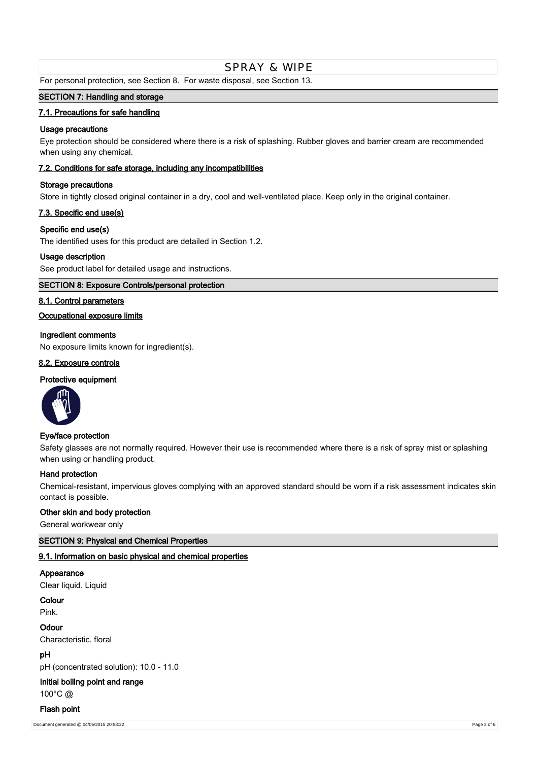For personal protection, see Section 8. For waste disposal, see Section 13.

## SECTION 7: Handling and storage

### 7.1. Precautions for safe handling

**Usage precautions**

Eye protection should be considered where there is a risk of splashing. Rubber gloves and barrier cream are recommended when using any chemical.

### 7.2. Conditions for safe storage, including any incompatibilities

**Storage precautions**

Store in tightly closed original container in a dry, cool and well-ventilated place. Keep only in the original container.

### 7.3. Specific end use(s)

**Specific end use(s)**

The identified uses for this product are detailed in Section 1.2.

**Usage description**

See product label for detailed usage and instructions.

## SECTION 8: Exposure Controls/personal protection

### 8.1. Control parameters

**Occupational exposure limits**

**Ingredient comments**

No exposure limits known for ingredient(s).

### 8.2. Exposure controls

**Protective equipment**

**Eye/face protection**

Safety glasses are not normally required. However their use is recommended where there is a risk of spray mist or splashing when using or handling product.

**Hand protection**

Chemical-resistant, impervious gloves complying with an approved standard should be worn if a risk assessment indicates skin contact is possible.

**Other skin and body protection**

General workwear only

## SECTION 9: Physical and Chemical Properties

### 9.1. Information on basic physical and chemical properties

**Appearance**

Clear liquid. Liquid

**Colour**

Pink.

**Odour**

Characteristic. floral

**pH**

pH (concentrated solution): 10.0 - 11.0

**Initial boiling point and range**

100°C @

**Flash point**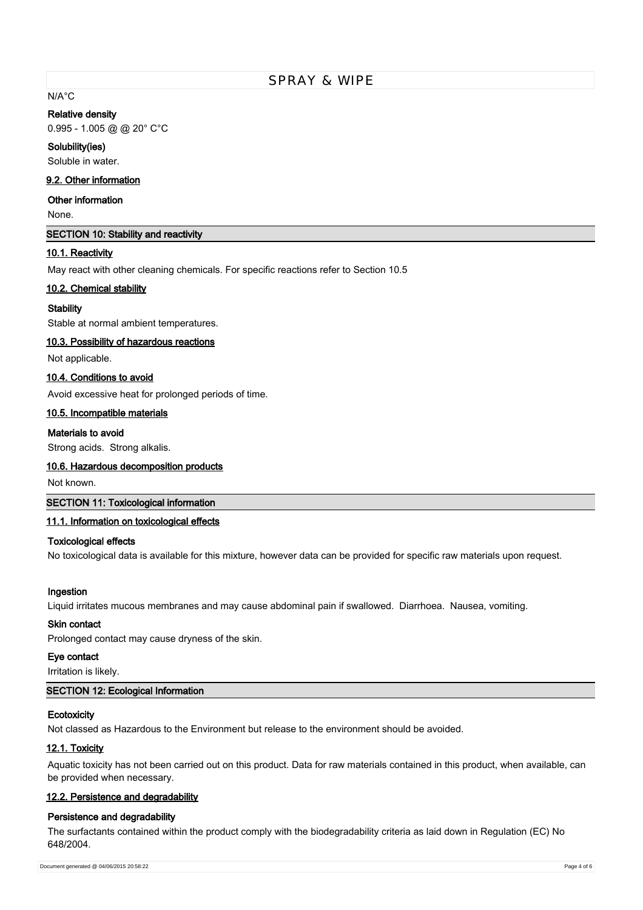N/A°C

**Relative density**

0.995 - 1.005 @ @ 20° C°C

**Solubility(ies)**

Soluble in water.

### 9.2. Other information

**Other information**

None.

## SECTION 10: Stability and reactivity

### 10.1. Reactivity

May react with other cleaning chemicals. For specific reactions refer to Section 10.5

### 10.2. Chemical stability

**Stability**

Stable at normal ambient temperatures.

### 10.3. Possibility of hazardous reactions

Not applicable.

### 10.4. Conditions to avoid

Avoid excessive heat for prolonged periods of time.

### 10.5. Incompatible materials

**Materials to avoid**

Strong acids. Strong alkalis.

### 10.6. Hazardous decomposition products

Not known.

## SECTION 11: Toxicological information

### 11.1. Information on toxicological effects

**Toxicological effects**

No toxicological data is available for this mixture, however data can be provided for specific raw materials upon request.

**Ingestion**

Liquid irritates mucous membranes and may cause abdominal pain if swallowed. Diarrhoea. Nausea, vomiting.

**Skin contact**

Prolonged contact may cause dryness of the skin.

**Eye contact**

Irritation is likely.

## SECTION 12: Ecological Information

**Ecotoxicity**

Not classed as Hazardous to the Environment but release to the environment should be avoided.

### 12.1. Toxicity

Aquatic toxicity has not been carried out on this product. Data for raw materials contained in this product, when available, can be provided when necessary.

### 12.2. Persistence and degradability

**Persistence and degradability**

The surfactants contained within the product comply with the biodegradability criteria as laid down in Regulation (EC) No 648/2004.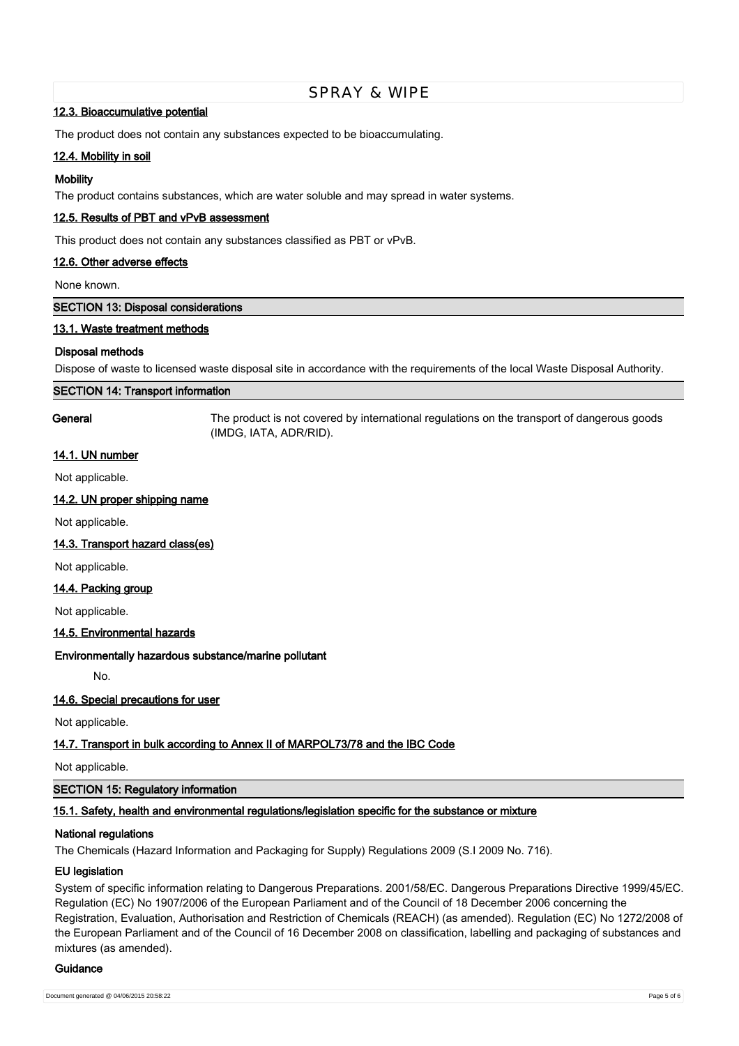### 12.3. Bioaccumulative potential

The product does not contain any substances expected to be bioaccumulating.

### 12.4. Mobility in soil

**Mobility**

The product contains substances, which are water soluble and may spread in water systems.

### 12.5. Results of PBT and vPvB assessment

This product does not contain any substances classified as PBT or vPvB.

### 12.6. Other adverse effects

None known.

## SECTION 13: Disposal considerations

### 13.1. Waste treatment methods

**Disposal methods**

Dispose of waste to licensed waste disposal site in accordance with the requirements of the local Waste Disposal Authority.

## SECTION 14: Transport information

**General** The product is not covered by international regulations on the transport of dangerous goods (IMDG, IATA, ADR/RID).

### 14.1. UN number

Not applicable.

### 14.2. UN proper shipping name

Not applicable.

### 14.3. Transport hazard class(es)

Not applicable.

### 14.4. Packing group

Not applicable.

### 14.5. Environmental hazards

**Environmentally hazardous substance/marine pollutant**

No.

### 14.6. Special precautions for user

Not applicable.

### 14.7. Transport in bulk according to Annex II of MARPOL73/78 and the IBC Code

Not applicable.

## SECTION 15: Regulatory information

### 15.1. Safety, health and environmental regulations/legislation specific for the substance or mixture

**National regulations**

The Chemicals (Hazard Information and Packaging for Supply) Regulations 2009 (S.I 2009 No. 716).

**EU legislation**

System of specific information relating to Dangerous Preparations. 2001/58/EC. Dangerous Preparations Directive 1999/45/EC. Regulation (EC) No 1907/2006 of the European Parliament and of the Council of 18 December 2006 concerning the Registration, Evaluation, Authorisation and Restriction of Chemicals (REACH) (as amended). Regulation (EC) No 1272/2008 of the European Parliament and of the Council of 16 December 2008 on classification, labelling and packaging of substances and mixtures (as amended).

**Guidance**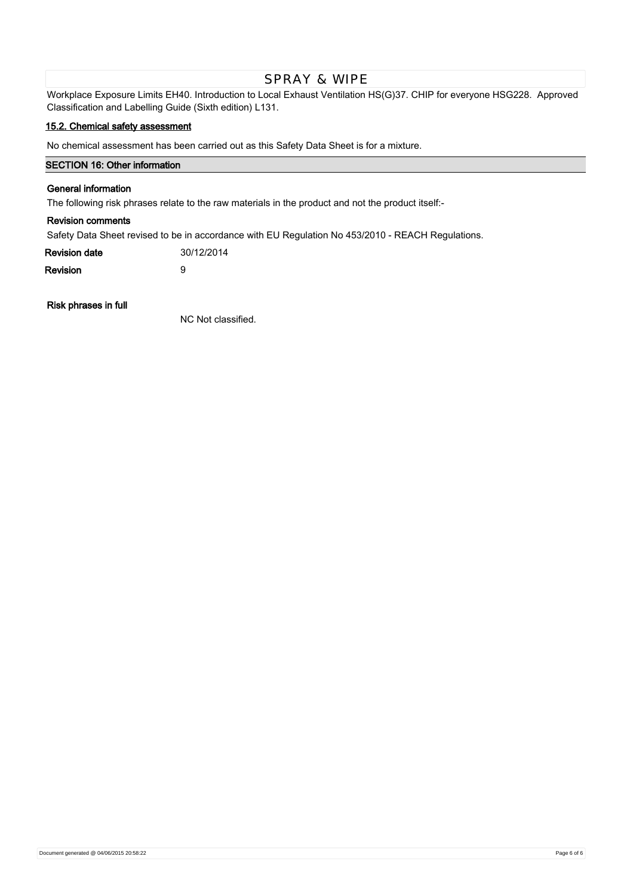Workplace Exposure Limits EH40. Introduction to Local Exhaust Ventilation HS(G)37. CHIP for everyone HSG228. Approved Classification and Labelling Guide (Sixth edition) L131.

### 15.2. Chemical safety assessment

No chemical assessment has been carried out as this Safety Data Sheet is for a mixture.

## SECTION 16: Other information

**General information**

The following risk phrases relate to the raw materials in the product and not the product itself:-

**Revision comments**

Safety Data Sheet revised to be in accordance with EU Regulation No 453/2010 - REACH Regulations.

| | |
|---|---|
| **Revision date** | 30/12/2014 |
| **Revision** | 9 |

**Risk phrases in full**

NC Not classified.